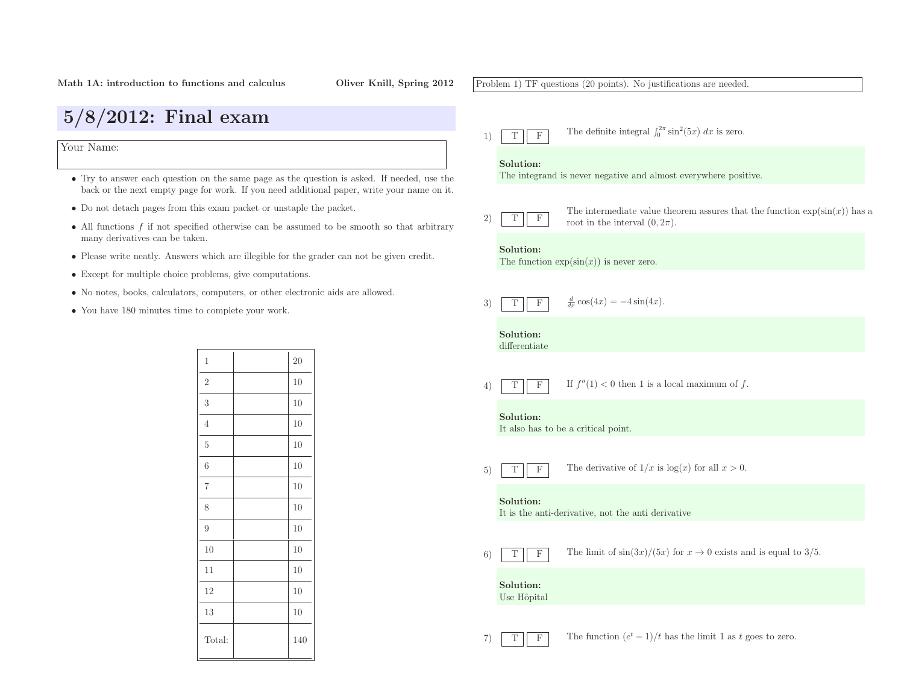**Math 1A: introduction to functions and calculus** **Oliver Knill, Spring 2012**

# 5/8/2012: Final exam

Your Name:

- Try to answer each question on the same page as the question is asked. If needed, use the back or the next empty page for work. If you need additional paper, write your name on it.
- Do not detach pages from this exam packet or unstaple the packet.
- All functions $f$ if not specified otherwise can be assumed to be smooth so that arbitrary many derivatives can be taken.
- Please write neatly. Answers which are illegible for the grader can not be given credit.
- Except for multiple choice problems, give computations.
- No notes, books, calculators, computers, or other electronic aids are allowed.
- You have 180 minutes time to complete your work.

| | | |
|---|---|---|
| 1 | | 20 |
| 2 | | 10 |
| 3 | | 10 |
| 4 | | 10 |
| 5 | | 10 |
| 6 | | 10 |
| 7 | | 10 |
| 8 | | 10 |
| 9 | | 10 |
| 10 | | 10 |
| 11 | | 10 |
| 12 | | 10 |
| 13 | | 10 |
| Total: | | 140 |

Problem 1) TF questions (20 points). No justifications are needed.

1) T F The definite integral $\int_0^{2\pi} \sin^2(5x)\, dx$ is zero.

**Solution:**
The integrand is never negative and almost everywhere positive.

2) T F The intermediate value theorem assures that the function $\exp(\sin(x))$ has a root in the interval $(0, 2\pi)$.

**Solution:**
The function $\exp(\sin(x))$ is never zero.

3) T F $\frac{d}{dx} \cos(4x) = -4\sin(4x)$.

**Solution:**
differentiate

4) T F If $f''(1) < 0$ then 1 is a local maximum of $f$.

**Solution:**
It also has to be a critical point.

5) T F The derivative of $1/x$ is $\log(x)$ for all $x > 0$.

**Solution:**
It is the anti-derivative, not the anti derivative

6) T F The limit of $\sin(3x)/(5x)$ for $x \to 0$ exists and is equal to $3/5$.

**Solution:**
Use Hôpital

7) T F The function $(e^t - 1)/t$ has the limit 1 as $t$ goes to zero.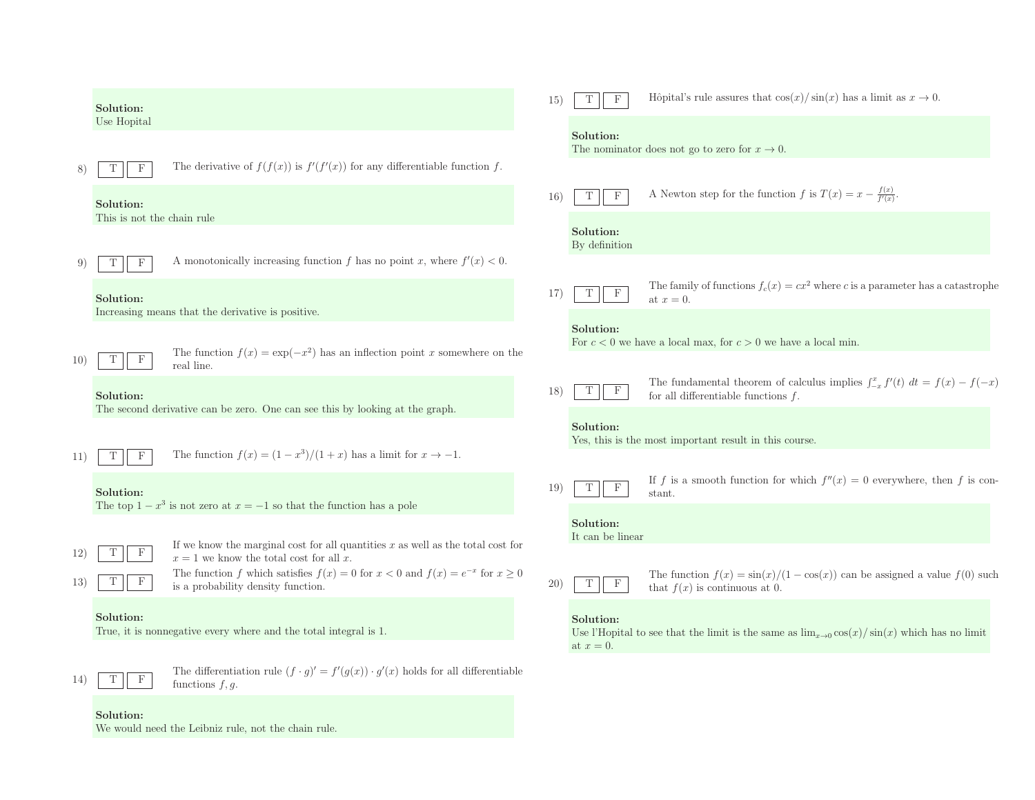**Solution:**
Use Hopital

8) T F The derivative of $f(f(x))$ is $f'(f'(x))$ for any differentiable function $f$.

**Solution:**
This is not the chain rule

9) T F A monotonically increasing function $f$ has no point $x$, where $f'(x) < 0$.

**Solution:**
Increasing means that the derivative is positive.

10) T F The function $f(x) = \exp(-x^2)$ has an inflection point $x$ somewhere on the real line.

**Solution:**
The second derivative can be zero. One can see this by looking at the graph.

11) T F The function $f(x) = (1 - x^3)/(1 + x)$ has a limit for $x \to -1$.

**Solution:**
The top $1 - x^3$ is not zero at $x = -1$ so that the function has a pole

12) T F If we know the marginal cost for all quantities $x$ as well as the total cost for $x = 1$ we know the total cost for all $x$.

13) T F The function $f$ which satisfies $f(x) = 0$ for $x < 0$ and $f(x) = e^{-x}$ for $x \geq 0$ is a probability density function.

**Solution:**
True, it is nonnegative every where and the total integral is 1.

14) T F The differentiation rule $(f \cdot g)' = f'(g(x)) \cdot g'(x)$ holds for all differentiable functions $f, g$.

**Solution:**
We would need the Leibniz rule, not the chain rule.

15) T F Hôpital's rule assures that $\cos(x)/\sin(x)$ has a limit as $x \to 0$.

**Solution:**
The nominator does not go to zero for $x \to 0$.

16) T F A Newton step for the function $f$ is $T(x) = x - \frac{f(x)}{f'(x)}$.

**Solution:**
By definition

17) T F The family of functions $f_c(x) = cx^2$ where $c$ is a parameter has a catastrophe at $x = 0$.

**Solution:**
For $c < 0$ we have a local max, for $c > 0$ we have a local min.

18) T F The fundamental theorem of calculus implies $\int_{-x}^{x} f'(t)\, dt = f(x) - f(-x)$ for all differentiable functions $f$.

**Solution:**
Yes, this is the most important result in this course.

19) T F If $f$ is a smooth function for which $f''(x) = 0$ everywhere, then $f$ is constant.

**Solution:**
It can be linear

20) T F The function $f(x) = \sin(x)/(1 - \cos(x))$ can be assigned a value $f(0)$ such that $f(x)$ is continuous at 0.

**Solution:**
Use l'Hopital to see that the limit is the same as $\lim_{x \to 0} \cos(x)/\sin(x)$ which has no limit at $x = 0$.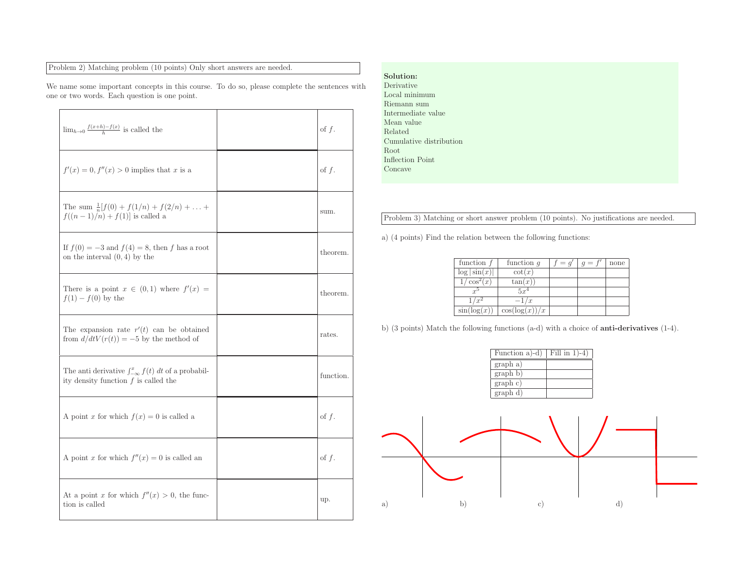Problem 2) Matching problem (10 points) Only short answers are needed.

We name some important concepts in this course. To do so, please complete the sentences with one or two words. Each question is one point.

| | | |
|---|---|---|
| $\lim_{h\to 0} \frac{f(x+h)-f(x)}{h}$ is called the | | of $f$. |
| $f'(x) = 0, f''(x) > 0$ implies that $x$ is a | | of $f$. |
| The sum $\frac{1}{n}[f(0) + f(1/n) + f(2/n) + \ldots + f((n-1)/n) + f(1)]$ is called a | | sum. |
| If $f(0) = -3$ and $f(4) = 8$, then $f$ has a root on the interval $(0, 4)$ by the | | theorem. |
| There is a point $x \in (0, 1)$ where $f'(x) = f(1) - f(0)$ by the | | theorem. |
| The expansion rate $r'(t)$ can be obtained from $d/dtV(r(t)) = -5$ by the method of | | rates. |
| The anti derivative $\int_{-\infty}^{x} f(t)\ dt$ of a probability density function $f$ is called the | | function. |
| A point $x$ for which $f(x) = 0$ is called a | | of $f$. |
| A point $x$ for which $f''(x) = 0$ is called an | | of $f$. |
| At a point $x$ for which $f''(x) > 0$, the function is called | | up. |

**Solution:**
Derivative
Local minimum
Riemann sum
Intermediate value
Mean value
Related
Cumulative distribution
Root
Inflection Point
Concave

Problem 3) Matching or short answer problem (10 points). No justifications are needed.

a) (4 points) Find the relation between the following functions:

| function $f$ | function $g$ | $f = g'$ | $g = f'$ | none |
|---|---|---|---|---|
| $\log\lvert\sin(x)\rvert$ | $\cot(x)$ | | | |
| $1/\cos^2(x)$ | $\tan(x))$ | | | |
| $x^5$ | $5x^4$ | | | |
| $1/x^2$ | $-1/x$ | | | |
| $\sin(\log(x))$ | $\cos(\log(x))/x$ | | | |

b) (3 points) Match the following functions (a-d) with a choice of **anti-derivatives** (1-4).

| Function a)-d) | Fill in 1)-4) |
|---|---|
| graph a) | |
| graph b) | |
| graph c) | |
| graph d) | |

a) b) c) d)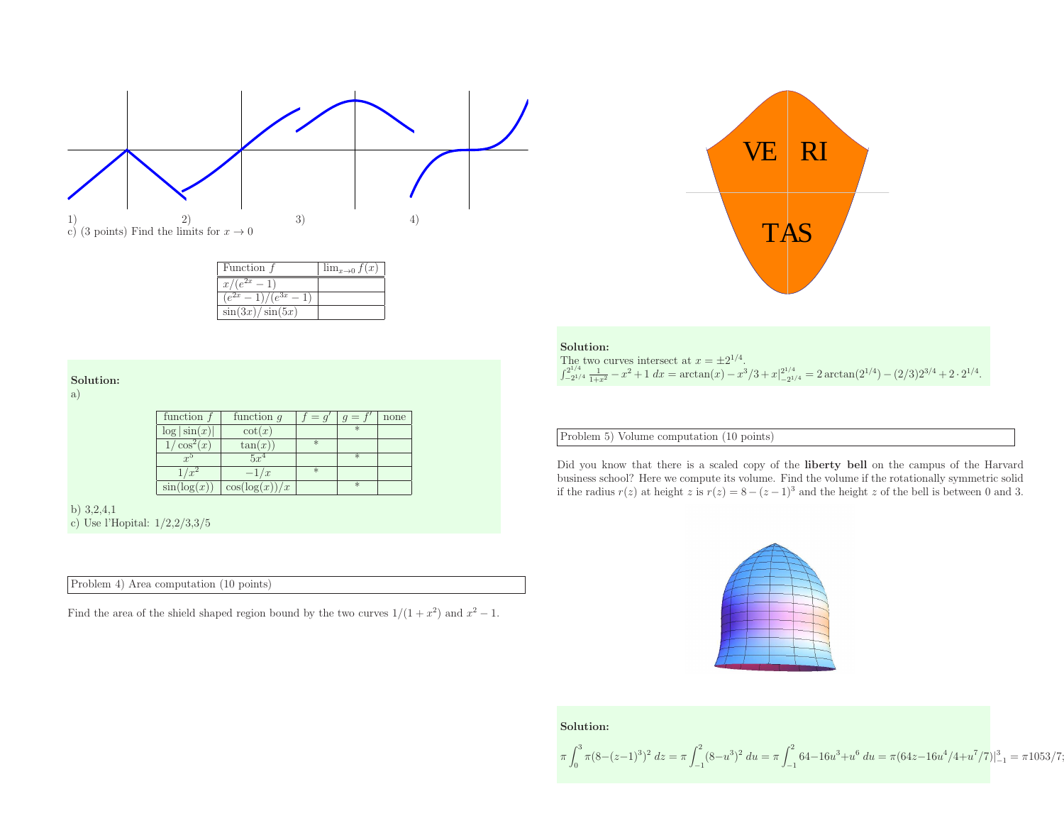1) 2) 3) 4)

c) (3 points) Find the limits for $x \to 0$

| Function $f$ | $\lim_{x\to 0} f(x)$ |
|---|---|
| $x/(e^{2x}-1)$ | |
| $(e^{2x}-1)/(e^{3x}-1)$ | |
| $\sin(3x)/\sin(5x)$ | |

**Solution:**
a)

| function $f$ | function $g$ | $f=g'$ | $g=f'$ | none |
|---|---|---|---|---|
| $\log\|\sin(x)\|$ | $\cot(x)$ | | * | |
| $1/\cos^2(x)$ | $\tan(x))$ | * | | |
| $x^5$ | $5x^4$ | | * | |
| $1/x^2$ | $-1/x$ | * | | |
| $\sin(\log(x))$ | $\cos(\log(x))/x$ | | * | |

b) 3,2,4,1
c) Use l'Hopital: 1/2,2/3,3/5

Problem 4) Area computation (10 points)

Find the area of the shield shaped region bound by the two curves $1/(1+x^2)$ and $x^2-1$.

VE RI
TAS

**Solution:**
The two curves intersect at $x = \pm 2^{1/4}$.
$\int_{-2^{1/4}}^{2^{1/4}} \frac{1}{1+x^2} - x^2 + 1 \, dx = \arctan(x) - x^3/3 + x|_{-2^{1/4}}^{2^{1/4}} = 2\arctan(2^{1/4}) - (2/3)2^{3/4} + 2 \cdot 2^{1/4}$.

Problem 5) Volume computation (10 points)

Did you know that there is a scaled copy of the **liberty bell** on the campus of the Harvard business school? Here we compute its volume. Find the volume if the rotationally symmetric solid if the radius $r(z)$ at height $z$ is $r(z) = 8 - (z-1)^3$ and the height $z$ of the bell is between 0 and 3.

**Solution:**

$$\pi \int_0^3 \pi(8-(z-1)^3)^2 \, dz = \pi \int_{-1}^2 (8-u^3)^2 \, du = \pi \int_{-1}^2 64 - 16u^3 + u^6 \, du = \pi(64z - 16u^4/4 + u^7/7)|_{-1}^3 = \pi 1053/7;$$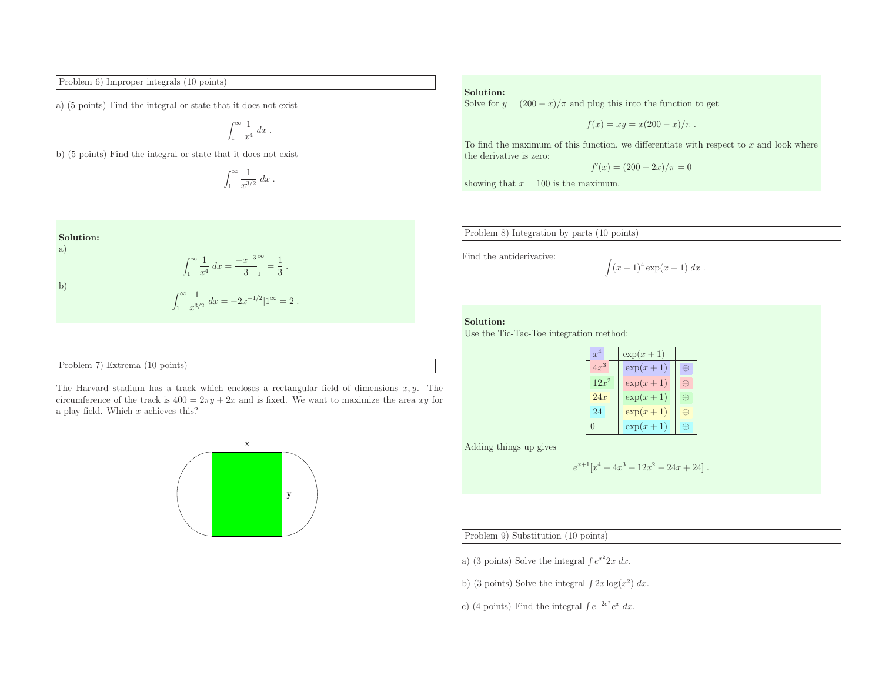Problem 6) Improper integrals (10 points)

a) (5 points) Find the integral or state that it does not exist

$$\int_1^\infty \frac{1}{x^4} \, dx \; .$$

b) (5 points) Find the integral or state that it does not exist

$$\int_1^\infty \frac{1}{x^{3/2}} \, dx \; .$$

**Solution:**
a)

$$\int_1^\infty \frac{1}{x^4} \, dx = \frac{-x^{-3}}{3}\Big|_1^\infty = \frac{1}{3} \; .$$

b)

$$\int_1^\infty \frac{1}{x^{3/2}} \, dx = -2x^{-1/2}|1^\infty = 2 \; .$$

Problem 7) Extrema (10 points)

The Harvard stadium has a track which encloses a rectangular field of dimensions $x, y$. The circumference of the track is $400 = 2\pi y + 2x$ and is fixed. We want to maximize the area $xy$ for a play field. Which $x$ achieves this?

x

y

**Solution:**
Solve for $y = (200 - x)/\pi$ and plug this into the function to get

$$f(x) = xy = x(200 - x)/\pi \; .$$

To find the maximum of this function, we differentiate with respect to $x$ and look where the derivative is zero:

$$f'(x) = (200 - 2x)/\pi = 0$$

showing that $x = 100$ is the maximum.

Problem 8) Integration by parts (10 points)

Find the antiderivative:

$$\int (x-1)^4 \exp(x+1) \, dx \; .$$

**Solution:**
Use the Tic-Tac-Toe integration method:

| | | |
|---|---|---|
| $x^4$ | $\exp(x+1)$ | |
| $4x^3$ | $\exp(x+1)$ | $\oplus$ |
| $12x^2$ | $\exp(x+1)$ | $\ominus$ |
| $24x$ | $\exp(x+1)$ | $\oplus$ |
| $24$ | $\exp(x+1)$ | $\ominus$ |
| $0$ | $\exp(x+1)$ | $\oplus$ |

Adding things up gives

$$e^{x+1}[x^4 - 4x^3 + 12x^2 - 24x + 24] \; .$$

Problem 9) Substitution (10 points)

a) (3 points) Solve the integral $\int e^{x^2} 2x \, dx$.

b) (3 points) Solve the integral $\int 2x \log(x^2) \, dx$.

c) (4 points) Find the integral $\int e^{-2e^x} e^x \, dx$.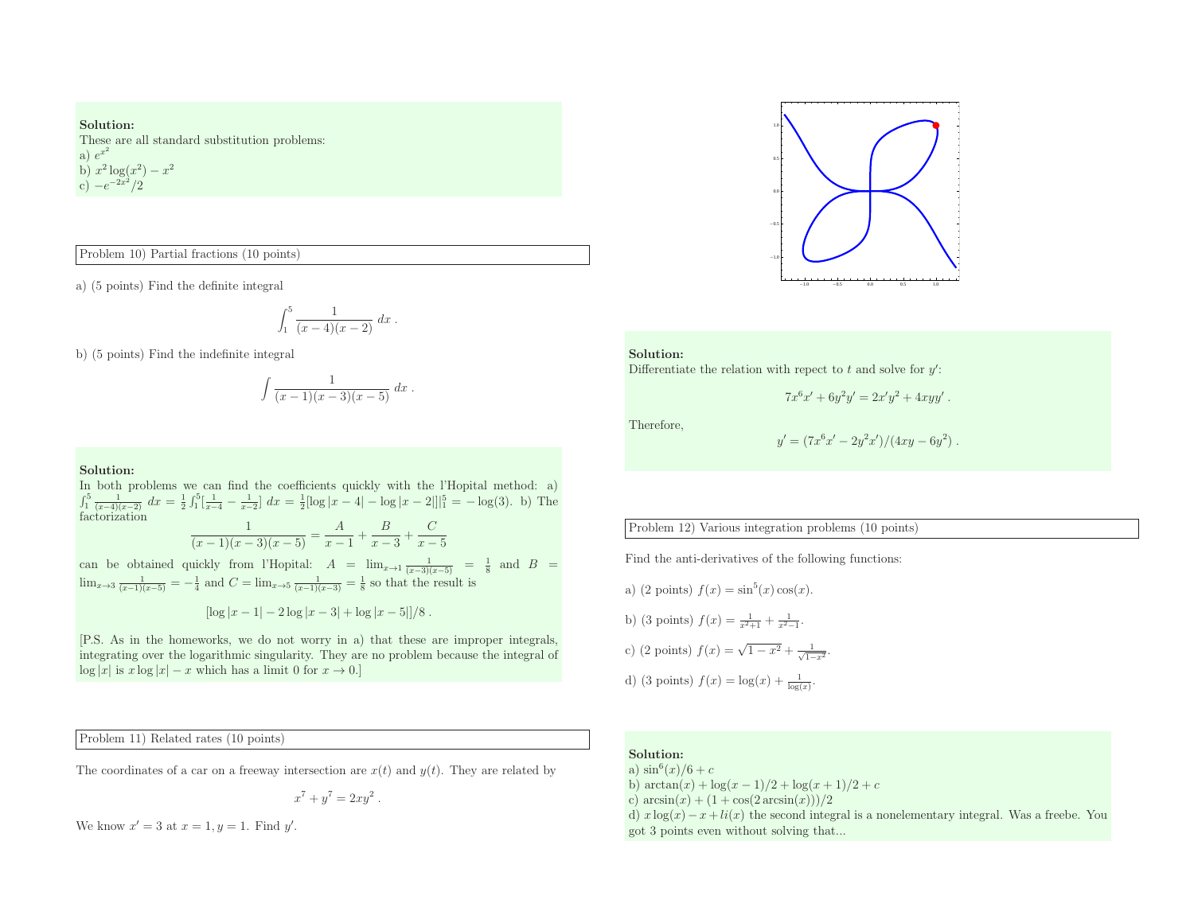**Solution:**
These are all standard substitution problems:
a) $e^{x^2}$
b) $x^2 \log(x^2) - x^2$
c) $-e^{-2x^2}/2$

Problem 10) Partial fractions (10 points)

a) (5 points) Find the definite integral

$$\int_1^5 \frac{1}{(x-4)(x-2)} \, dx \, .$$

b) (5 points) Find the indefinite integral

$$\int \frac{1}{(x-1)(x-3)(x-5)} \, dx \, .$$

**Solution:**
In both problems we can find the coefficients quickly with the l'Hopital method: a) $\int_1^5 \frac{1}{(x-4)(x-2)} \, dx = \frac{1}{2} \int_1^5 [\frac{1}{x-4} - \frac{1}{x-2}] \, dx = \frac{1}{2} [\log|x-4| - \log|x-2|]|_1^5 = -\log(3)$. b) The factorization

$$\frac{1}{(x-1)(x-3)(x-5)} = \frac{A}{x-1} + \frac{B}{x-3} + \frac{C}{x-5}$$

can be obtained quickly from l'Hopital: $A = \lim_{x \to 1} \frac{1}{(x-3)(x-5)} = \frac{1}{8}$ and $B = \lim_{x \to 3} \frac{1}{(x-1)(x-5)} = -\frac{1}{4}$ and $C = \lim_{x \to 5} \frac{1}{(x-1)(x-3)} = \frac{1}{8}$ so that the result is

$$[\log|x-1| - 2\log|x-3| + \log|x-5|]/8 \, .$$

[P.S. As in the homeworks, we do not worry in a) that these are improper integrals, integrating over the logarithmic singularity. They are no problem because the integral of $\log|x|$ is $x \log|x| - x$ which has a limit 0 for $x \to 0$.]

Problem 11) Related rates (10 points)

The coordinates of a car on a freeway intersection are $x(t)$ and $y(t)$. They are related by

$$x^7 + y^7 = 2xy^2 \, .$$

We know $x' = 3$ at $x = 1, y = 1$. Find $y'$.

**Solution:**
Differentiate the relation with repect to $t$ and solve for $y'$:

$$7x^6 x' + 6y^2 y' = 2x'y^2 + 4xyy' \, .$$

Therefore,

$$y' = (7x^6 x' - 2y^2 x')/(4xy - 6y^2) \, .$$

Problem 12) Various integration problems (10 points)

Find the anti-derivatives of the following functions:

a) (2 points) $f(x) = \sin^5(x)\cos(x)$.

b) (3 points) $f(x) = \frac{1}{x^2+1} + \frac{1}{x^2-1}$.

c) (2 points) $f(x) = \sqrt{1-x^2} + \frac{1}{\sqrt{1-x^2}}$.

d) (3 points) $f(x) = \log(x) + \frac{1}{\log(x)}$.

**Solution:**
a) $\sin^6(x)/6 + c$
b) $\arctan(x) + \log(x-1)/2 + \log(x+1)/2 + c$
c) $\arcsin(x) + (1 + \cos(2\arcsin(x)))/2$
d) $x\log(x) - x + li(x)$ the second integral is a nonelementary integral. Was a freebe. You got 3 points even without solving that...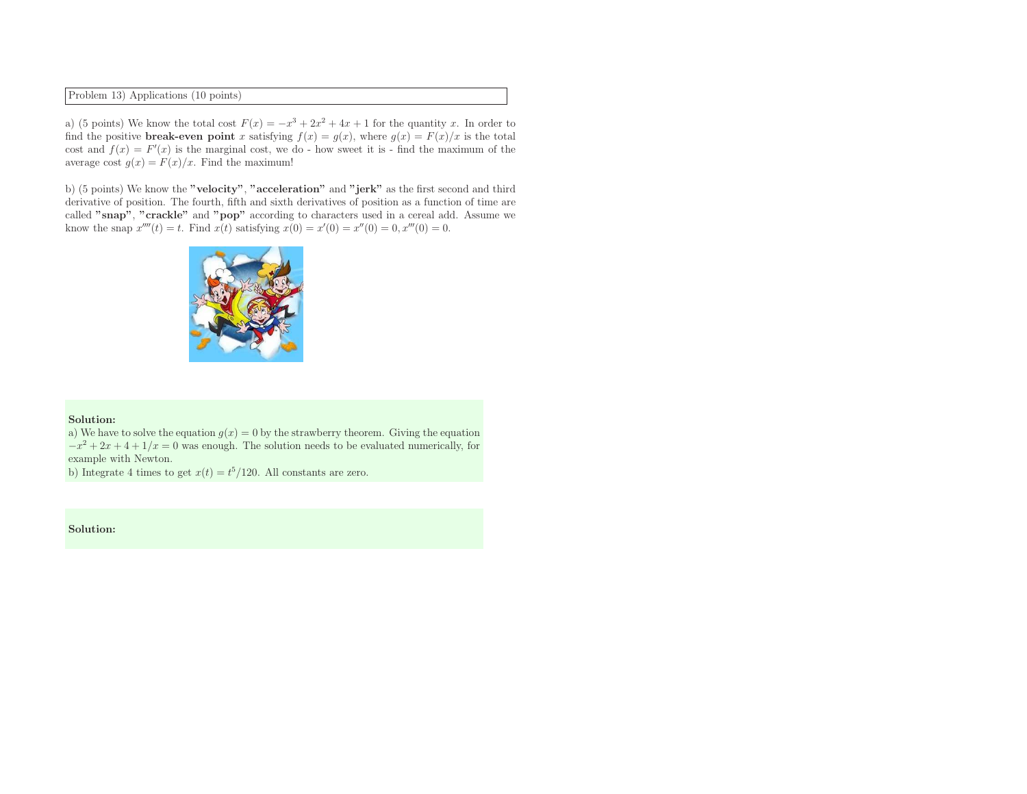Problem 13) Applications (10 points)

a) (5 points) We know the total cost $F(x) = -x^3 + 2x^2 + 4x + 1$ for the quantity $x$. In order to find the positive **break-even point** $x$ satisfying $f(x) = g(x)$, where $g(x) = F(x)/x$ is the total cost and $f(x) = F'(x)$ is the marginal cost, we do - how sweet it is - find the maximum of the average cost $g(x) = F(x)/x$. Find the maximum!

b) (5 points) We know the **"velocity"**, **"acceleration"** and **"jerk"** as the first second and third derivative of position. The fourth, fifth and sixth derivatives of position as a function of time are called **"snap"**, **"crackle"** and **"pop"** according to characters used in a cereal add. Assume we know the snap $x''''(t) = t$. Find $x(t)$ satisfying $x(0) = x'(0) = x''(0) = 0, x'''(0) = 0$.

**Solution:**
a) We have to solve the equation $g(x) = 0$ by the strawberry theorem. Giving the equation $-x^2 + 2x + 4 + 1/x = 0$ was enough. The solution needs to be evaluated numerically, for example with Newton.
b) Integrate 4 times to get $x(t) = t^5/120$. All constants are zero.

**Solution:**